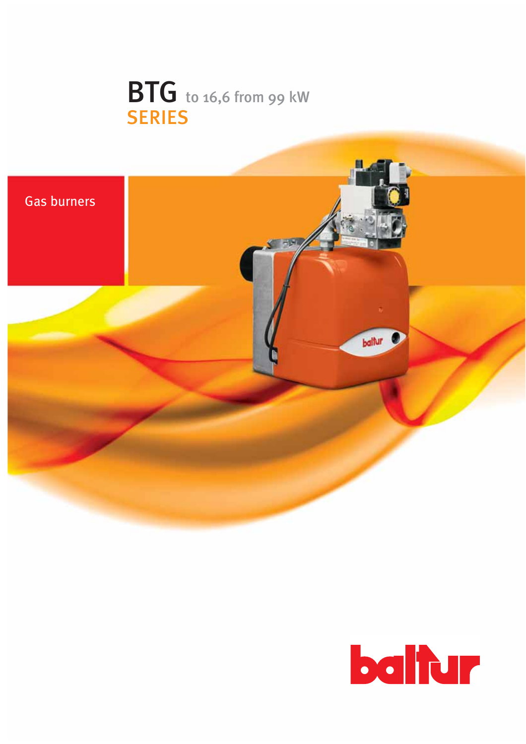# BTG to 16,6 from 99 kW
## SERIES

Gas burners

baltur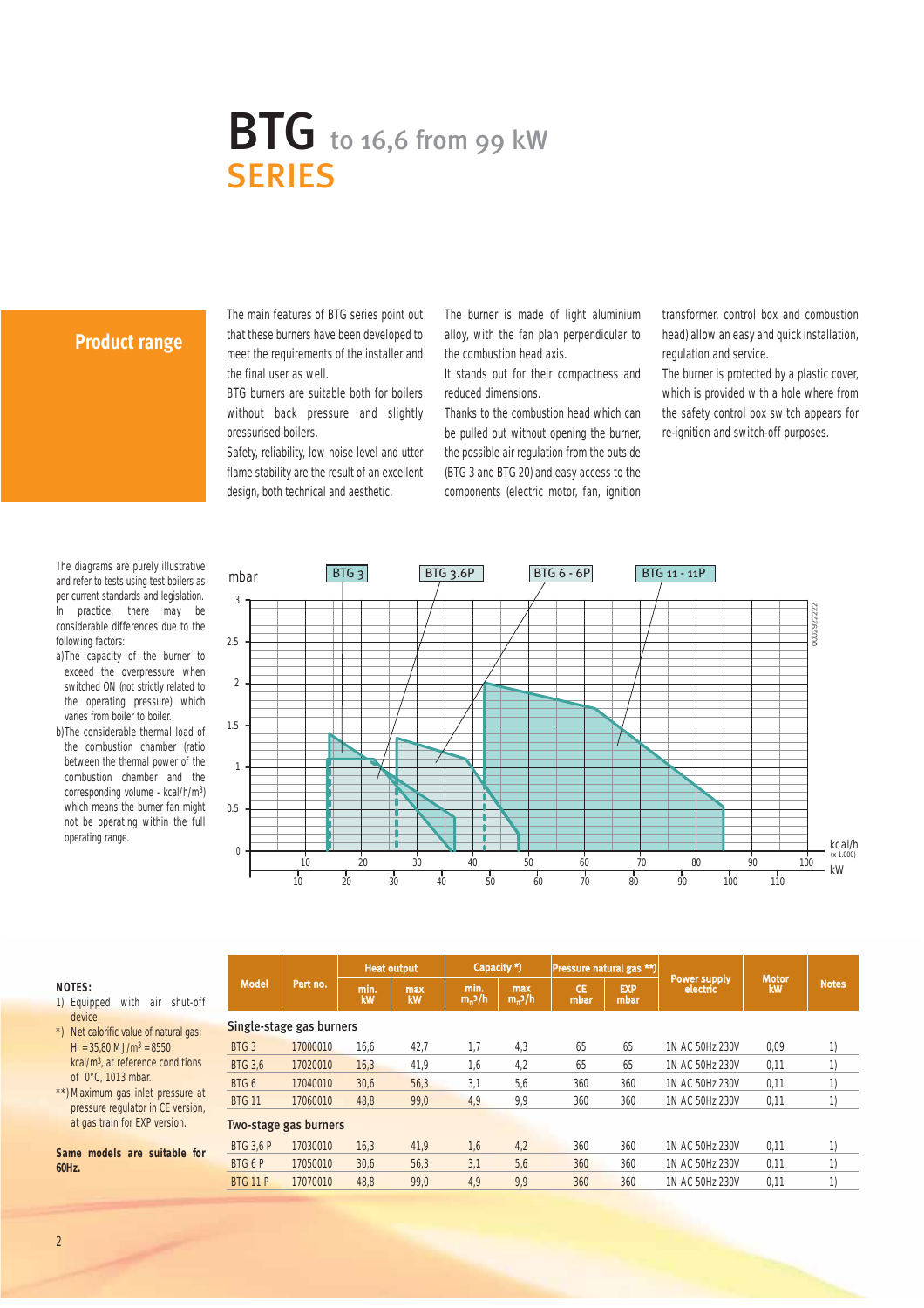# BTG to 16,6 from 99 kW SERIES

## Product range

The main features of BTG series point out that these burners have been developed to meet the requirements of the installer and the final user as well.

BTG burners are suitable both for boilers without back pressure and slightly pressurised boilers.

Safety, reliability, low noise level and utter flame stability are the result of an excellent design, both technical and aesthetic.

The burner is made of light aluminium alloy, with the fan plan perpendicular to the combustion head axis.

It stands out for their compactness and reduced dimensions.

Thanks to the combustion head which can be pulled out without opening the burner, the possible air regulation from the outside (BTG 3 and BTG 20) and easy access to the components (electric motor, fan, ignition transformer, control box and combustion head) allow an easy and quick installation, regulation and service.

The burner is protected by a plastic cover, which is provided with a hole where from the safety control box switch appears for re-ignition and switch-off purposes.

The diagrams are purely illustrative and refer to tests using test boilers as per current standards and legislation.
In practice, there may be considerable differences due to the following factors:

a) The capacity of the burner to exceed the overpressure when switched ON (not strictly related to the operating pressure) which varies from boiler to boiler.
b) The considerable thermal load of the combustion chamber (ratio between the thermal power of the combustion chamber and the corresponding volume - kcal/h/m³) which means the burner fan might not be operating within the full operating range.

**NOTES:**

1) Equipped with air shut-off device.

*) Net calorific value of natural gas: Hi = 35,80 MJ/m³ = 8550 kcal/m³, at reference conditions of 0°C, 1013 mbar.

**) Maximum gas inlet pressure at pressure regulator in CE version, at gas train for EXP version.

**Same models are suitable for 60Hz.**

| Model | Part no. | Heat output | | Capacity *) | | Pressure natural gas **) | | Power supply electric | Motor kW | Notes |
|---|---|---|---|---|---|---|---|---|---|---|
| | | min. kW | max kW | min. $m_n^3/h$ | max $m_n^3/h$ | CE mbar | EXP mbar | | | |
| **Single-stage gas burners** | | | | | | | | | | |
| BTG 3 | 17000010 | 16,6 | 42,7 | 1,7 | 4,3 | 65 | 65 | 1N AC 50Hz 230V | 0,09 | 1) |
| BTG 3,6 | 17020010 | 16,3 | 41,9 | 1,6 | 4,2 | 65 | 65 | 1N AC 50Hz 230V | 0,11 | 1) |
| BTG 6 | 17040010 | 30,6 | 56,3 | 3,1 | 5,6 | 360 | 360 | 1N AC 50Hz 230V | 0,11 | 1) |
| BTG 11 | 17060010 | 48,8 | 99,0 | 4,9 | 9,9 | 360 | 360 | 1N AC 50Hz 230V | 0,11 | 1) |
| **Two-stage gas burners** | | | | | | | | | | |
| BTG 3,6 P | 17030010 | 16,3 | 41,9 | 1,6 | 4,2 | 360 | 360 | 1N AC 50Hz 230V | 0,11 | 1) |
| BTG 6 P | 17050010 | 30,6 | 56,3 | 3,1 | 5,6 | 360 | 360 | 1N AC 50Hz 230V | 0,11 | 1) |
| BTG 11 P | 17070010 | 48,8 | 99,0 | 4,9 | 9,9 | 360 | 360 | 1N AC 50Hz 230V | 0,11 | 1) |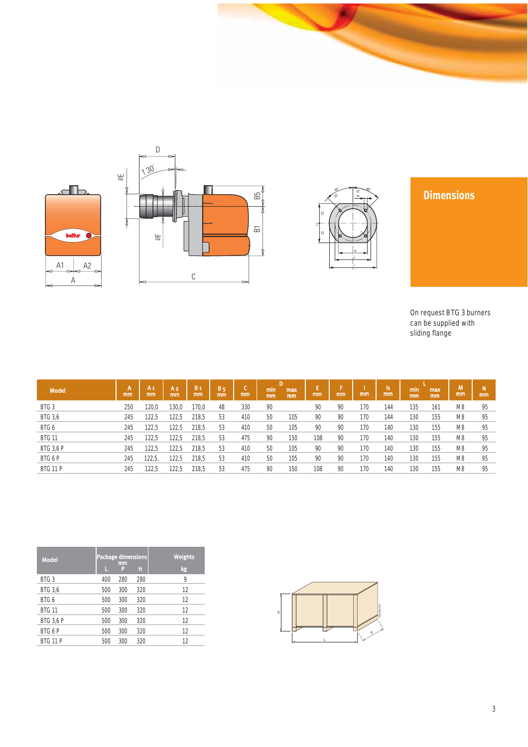## Dimensions

On request BTG 3 burners can be supplied with sliding flange

| Model | A mm | A1 mm | A2 mm | B1 mm | B5 mm | C mm | D min mm | D max mm | E mm | F mm | I mm | I1 mm | L min mm | L max mm | M mm | N mm |
|---|---|---|---|---|---|---|---|---|---|---|---|---|---|---|---|---|
| BTG 3 | 250 | 120,0 | 130,0 | 170,0 | 48 | 330 | 90 | | 90 | 90 | 170 | 144 | 135 | 161 | M 8 | 95 |
| BTG 3,6 | 245 | 122,5 | 122,5 | 218,5 | 53 | 410 | 50 | 105 | 90 | 90 | 170 | 144 | 130 | 155 | M 8 | 95 |
| BTG 6 | 245 | 122,5 | 122,5 | 218,5 | 53 | 410 | 50 | 105 | 90 | 90 | 170 | 140 | 130 | 155 | M 8 | 95 |
| BTG 11 | 245 | 122,5 | 122,5 | 218,5 | 53 | 475 | 90 | 150 | 108 | 90 | 170 | 140 | 130 | 155 | M 8 | 95 |
| BTG 3,6 P | 245 | 122,5 | 122,5 | 218,5 | 53 | 410 | 50 | 105 | 90 | 90 | 170 | 140 | 130 | 155 | M 8 | 95 |
| BTG 6 P | 245 | 122,5, | 122,5 | 218,5 | 53 | 410 | 50 | 105 | 90 | 90 | 170 | 140 | 130 | 155 | M 8 | 95 |
| BTG 11 P | 245 | 122,5 | 122,5 | 218,5 | 53 | 475 | 90 | 150 | 108 | 90 | 170 | 140 | 130 | 155 | M 8 | 95 |

| Model | Package dimensions mm | | | Weights |
|---|---|---|---|---|
| | L | P | H | kg |
| BTG 3 | 400 | 280 | 280 | 9 |
| BTG 3,6 | 500 | 300 | 320 | 12 |
| BTG 6 | 500 | 300 | 320 | 12 |
| BTG 11 | 500 | 300 | 320 | 12 |
| BTG 3,6 P | 500 | 300 | 320 | 12 |
| BTG 6 P | 500 | 300 | 320 | 12 |
| BTG 11 P | 500 | 300 | 320 | 12 |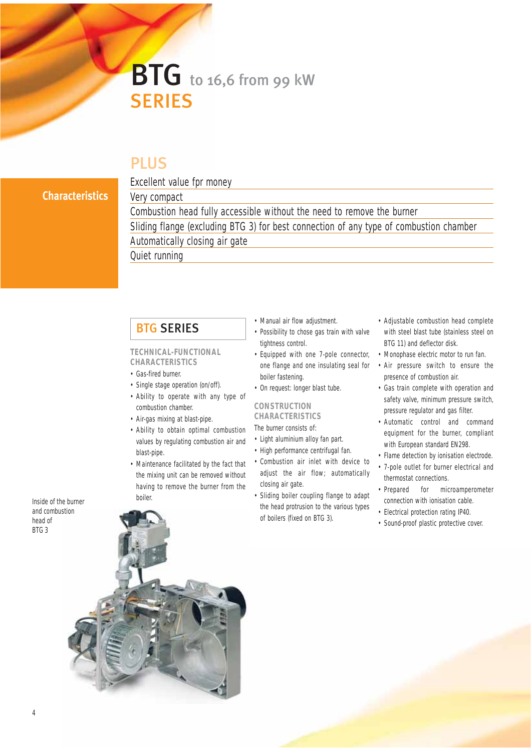# BTG to 16,6 from 99 kW SERIES

## PLUS

**Characteristics**

- Excellent value fpr money
- Very compact
- Combustion head fully accessible without the need to remove the burner
- Sliding flange (excluding BTG 3) for best connection of any type of combustion chamber
- Automatically closing air gate
- Quiet running

## BTG SERIES

### TECHNICAL-FUNCTIONAL CHARACTERISTICS

- Gas-fired burner.
- Single stage operation (on/off).
- Ability to operate with any type of combustion chamber.
- Air-gas mixing at blast-pipe.
- Ability to obtain optimal combustion values by regulating combustion air and blast-pipe.
- Maintenance facilitated by the fact that the mixing unit can be removed without having to remove the burner from the boiler.
- Manual air flow adjustment.
- Possibility to chose gas train with valve tightness control.
- Equipped with one 7-pole connector, one flange and one insulating seal for boiler fastening.
- On request: longer blast tube.

### CONSTRUCTION CHARACTERISTICS

The burner consists of:

- Light aluminium alloy fan part.
- High performance centrifugal fan.
- Combustion air inlet with device to adjust the air flow; automatically closing air gate.
- Sliding boiler coupling flange to adapt the head protrusion to the various types of boilers (fixed on BTG 3).
- Adjustable combustion head complete with steel blast tube (stainless steel on BTG 11) and deflector disk.
- Monophase electric motor to run fan.
- Air pressure switch to ensure the presence of combustion air.
- Gas train complete with operation and safety valve, minimum pressure switch, pressure regulator and gas filter.
- Automatic control and command equipment for the burner, compliant with European standard EN298.
- Flame detection by ionisation electrode.
- 7-pole outlet for burner electrical and thermostat connections.
- Prepared for microamperometer connection with ionisation cable.
- Electrical protection rating IP40.
- Sound-proof plastic protective cover.

Inside of the burner and combustion head of BTG 3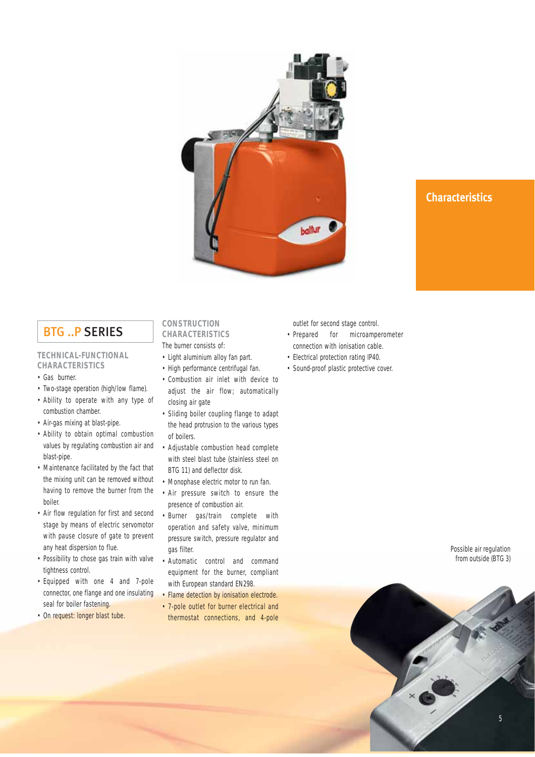## Characteristics

# BTG ..P SERIES

### TECHNICAL-FUNCTIONAL CHARACTERISTICS

- Gas burner.
- Two-stage operation (high/low flame).
- Ability to operate with any type of combustion chamber.
- Air-gas mixing at blast-pipe.
- Ability to obtain optimal combustion values by regulating combustion air and blast-pipe.
- Maintenance facilitated by the fact that the mixing unit can be removed without having to remove the burner from the boiler.
- Air flow regulation for first and second stage by means of electric servomotor with pause closure of gate to prevent any heat dispersion to flue.
- Possibility to chose gas train with valve tightness control.
- Equipped with one 4 and 7-pole connector, one flange and one insulating seal for boiler fastening.
- On request: longer blast tube.

### CONSTRUCTION CHARACTERISTICS

The burner consists of:

- Light aluminium alloy fan part.
- High performance centrifugal fan.
- Combustion air inlet with device to adjust the air flow; automatically closing air gate
- Sliding boiler coupling flange to adapt the head protrusion to the various types of boilers.
- Adjustable combustion head complete with steel blast tube (stainless steel on BTG 11) and deflector disk.
- Monophase electric motor to run fan.
- Air pressure switch to ensure the presence of combustion air.
- Burner gas/train complete with operation and safety valve, minimum pressure switch, pressure regulator and gas filter.
- Automatic control and command equipment for the burner, compliant with European standard EN298.
- Flame detection by ionisation electrode.
- 7-pole outlet for burner electrical and thermostat connections, and 4-pole outlet for second stage control.
- Prepared for microamperometer connection with ionisation cable.
- Electrical protection rating IP40.
- Sound-proof plastic protective cover.

Possible air regulation from outside (BTG 3)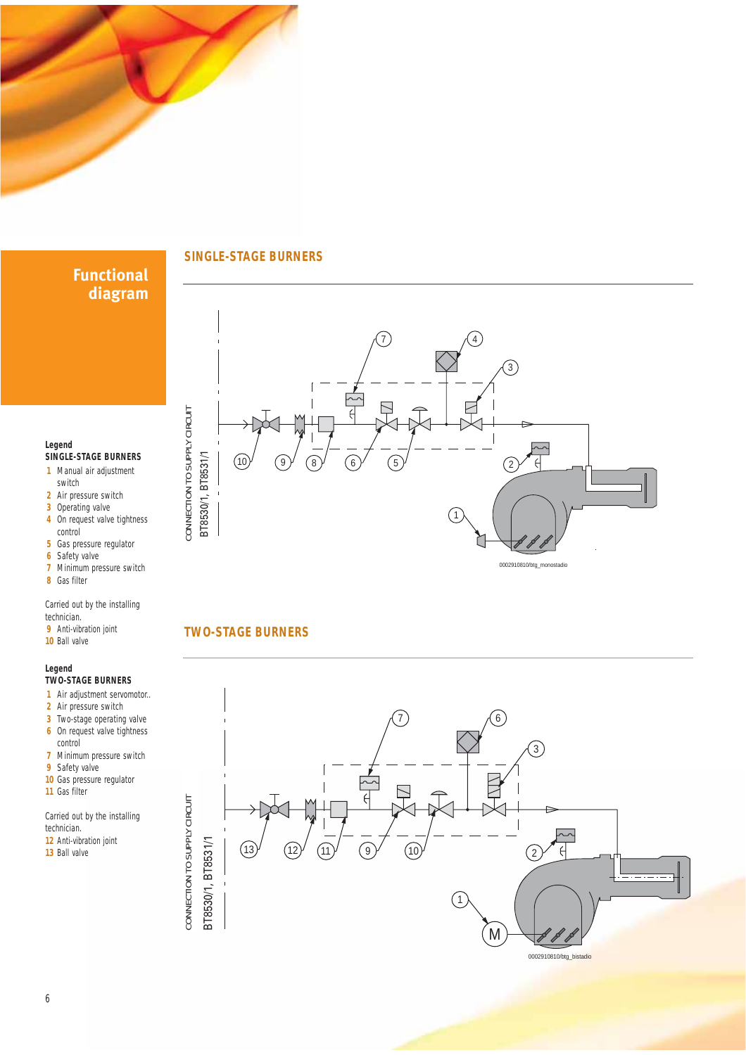# Functional diagram

## SINGLE-STAGE BURNERS

CONNECTION TO SUPPLY CIRCUIT
BT8530/1, BT8531/1

0002910810/btg_monostadio

## TWO-STAGE BURNERS

CONNECTION TO SUPPLY CIRCUIT
BT8530/1, BT8531/1

0002910810/btg_bistadio

**Legend**
**SINGLE-STAGE BURNERS**

1. Manual air adjustment switch
2. Air pressure switch
3. Operating valve
4. On request valve tightness control
5. Gas pressure regulator
6. Safety valve
7. Minimum pressure switch
8. Gas filter

Carried out by the installing technician.

9. Anti-vibration joint
10. Ball valve

**Legend**
**TWO-STAGE BURNERS**

1. Air adjustment servomotor..
2. Air pressure switch
3. Two-stage operating valve
6. On request valve tightness control
7. Minimum pressure switch
9. Safety valve
10. Gas pressure regulator
11. Gas filter

Carried out by the installing technician.

12. Anti-vibration joint
13. Ball valve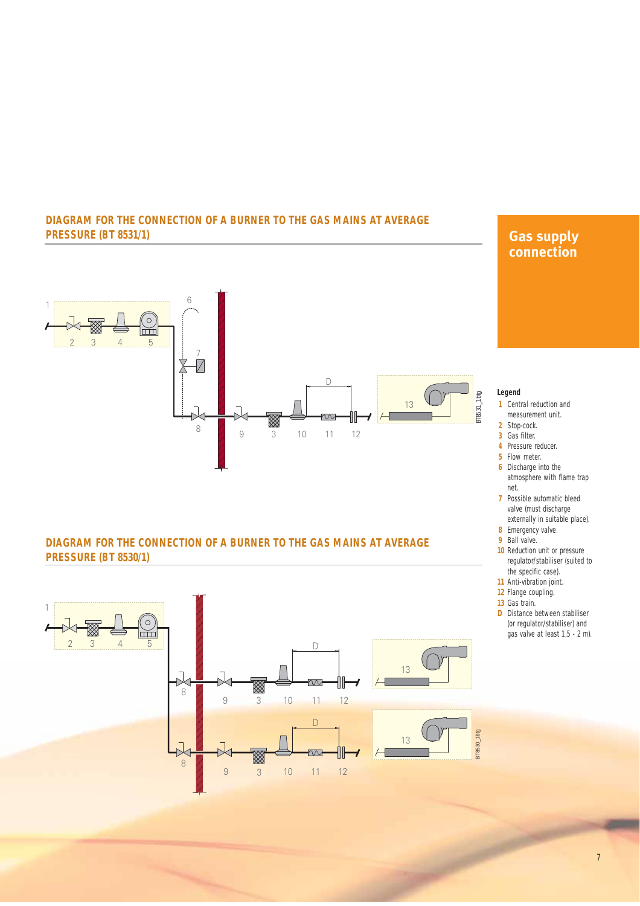## DIAGRAM FOR THE CONNECTION OF A BURNER TO THE GAS MAINS AT AVERAGE PRESSURE (BT 8531/1)

## DIAGRAM FOR THE CONNECTION OF A BURNER TO THE GAS MAINS AT AVERAGE PRESSURE (BT 8530/1)

# Gas supply connection

**Legend**

- **1** Central reduction and measurement unit.
- **2** Stop-cock.
- **3** Gas filter.
- **4** Pressure reducer.
- **5** Flow meter.
- **6** Discharge into the atmosphere with flame trap net.
- **7** Possible automatic bleed valve (must discharge externally in suitable place).
- **8** Emergency valve.
- **9** Ball valve.
- **10** Reduction unit or pressure regulator/stabiliser (suited to the specific case).
- **11** Anti-vibration joint.
- **12** Flange coupling.
- **13** Gas train.
- **D** Distance between stabiliser (or regulator/stabiliser) and gas valve at least 1,5 - 2 m).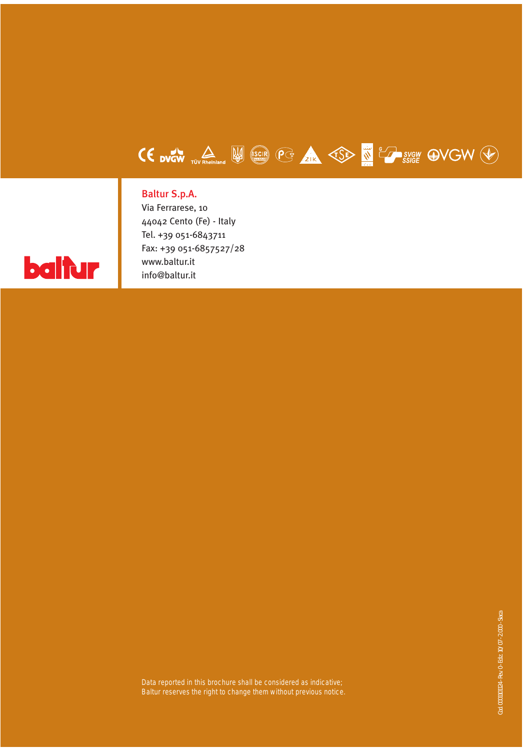**Baltur S.p.A.**

Via Ferrarese, 10
44042 Cento (Fe) - Italy
Tel. +39 051-6843711
Fax: +39 051-6857527/28
www.baltur.it
info@baltur.it

Data reported in this brochure shall be considered as indicative;
Baltur reserves the right to change them without previous notice.

Cod 0000000124 - Rev 0 - Ediz 10/07 - 2000 - Saca